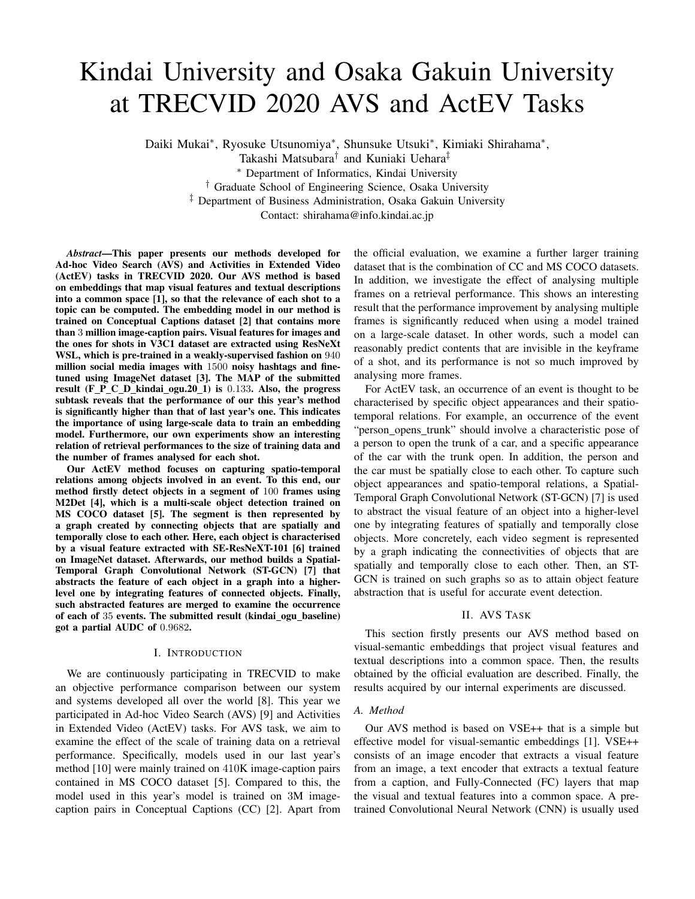# Kindai University and Osaka Gakuin University at TRECVID 2020 AVS and ActEV Tasks

Daiki Mukai*, Ryosuke Utsunomiya*, Shunsuke Utsuki*, Kimiaki Shirahama*,
Takashi Matsubara† and Kuniaki Uehara‡

* Department of Informatics, Kindai University
† Graduate School of Engineering Science, Osaka University
‡ Department of Business Administration, Osaka Gakuin University
Contact: shirahama@info.kindai.ac.jp

***Abstract*—This paper presents our methods developed for Ad-hoc Video Search (AVS) and Activities in Extended Video (ActEV) tasks in TRECVID 2020. Our AVS method is based on embeddings that map visual features and textual descriptions into a common space [1], so that the relevance of each shot to a topic can be computed. The embedding model in our method is trained on Conceptual Captions dataset [2] that contains more than 3 million image-caption pairs. Visual features for images and the ones for shots in V3C1 dataset are extracted using ResNeXt WSL, which is pre-trained in a weakly-supervised fashion on 940 million social media images with 1500 noisy hashtags and fine-tuned using ImageNet dataset [3]. The MAP of the submitted result (F_P_C_D_kindai_ogu.20_1) is 0.133. Also, the progress subtask reveals that the performance of our this year's method is significantly higher than that of last year's one. This indicates the importance of using large-scale data to train an embedding model. Furthermore, our own experiments show an interesting relation of retrieval performances to the size of training data and the number of frames analysed for each shot.**

**Our ActEV method focuses on capturing spatio-temporal relations among objects involved in an event. To this end, our method firstly detect objects in a segment of 100 frames using M2Det [4], which is a multi-scale object detection trained on MS COCO dataset [5]. The segment is then represented by a graph created by connecting objects that are spatially and temporally close to each other. Here, each object is characterised by a visual feature extracted with SE-ResNeXT-101 [6] trained on ImageNet dataset. Afterwards, our method builds a Spatial-Temporal Graph Convolutional Network (ST-GCN) [7] that abstracts the feature of each object in a graph into a higher-level one by integrating features of connected objects. Finally, such abstracted features are merged to examine the occurrence of each of 35 events. The submitted result (kindai_ogu_baseline) got a partial AUDC of 0.9682.**

## I. Introduction

We are continuously participating in TRECVID to make an objective performance comparison between our system and systems developed all over the world [8]. This year we participated in Ad-hoc Video Search (AVS) [9] and Activities in Extended Video (ActEV) tasks. For AVS task, we aim to examine the effect of the scale of training data on a retrieval performance. Specifically, models used in our last year's method [10] were mainly trained on 410K image-caption pairs contained in MS COCO dataset [5]. Compared to this, the model used in this year's model is trained on 3M image-caption pairs in Conceptual Captions (CC) [2]. Apart from the official evaluation, we examine a further larger training dataset that is the combination of CC and MS COCO datasets. In addition, we investigate the effect of analysing multiple frames on a retrieval performance. This shows an interesting result that the performance improvement by analysing multiple frames is significantly reduced when using a model trained on a large-scale dataset. In other words, such a model can reasonably predict contents that are invisible in the keyframe of a shot, and its performance is not so much improved by analysing more frames.

For ActEV task, an occurrence of an event is thought to be characterised by specific object appearances and their spatio-temporal relations. For example, an occurrence of the event "person_opens_trunk" should involve a characteristic pose of a person to open the trunk of a car, and a specific appearance of the car with the trunk open. In addition, the person and the car must be spatially close to each other. To capture such object appearances and spatio-temporal relations, a Spatial-Temporal Graph Convolutional Network (ST-GCN) [7] is used to abstract the visual feature of an object into a higher-level one by integrating features of spatially and temporally close objects. More concretely, each video segment is represented by a graph indicating the connectivities of objects that are spatially and temporally close to each other. Then, an ST-GCN is trained on such graphs so as to attain object feature abstraction that is useful for accurate event detection.

## II. AVS Task

This section firstly presents our AVS method based on visual-semantic embeddings that project visual features and textual descriptions into a common space. Then, the results obtained by the official evaluation are described. Finally, the results acquired by our internal experiments are discussed.

### A. Method

Our AVS method is based on VSE++ that is a simple but effective model for visual-semantic embeddings [1]. VSE++ consists of an image encoder that extracts a visual feature from an image, a text encoder that extracts a textual feature from a caption, and Fully-Connected (FC) layers that map the visual and textual features into a common space. A pre-trained Convolutional Neural Network (CNN) is usually used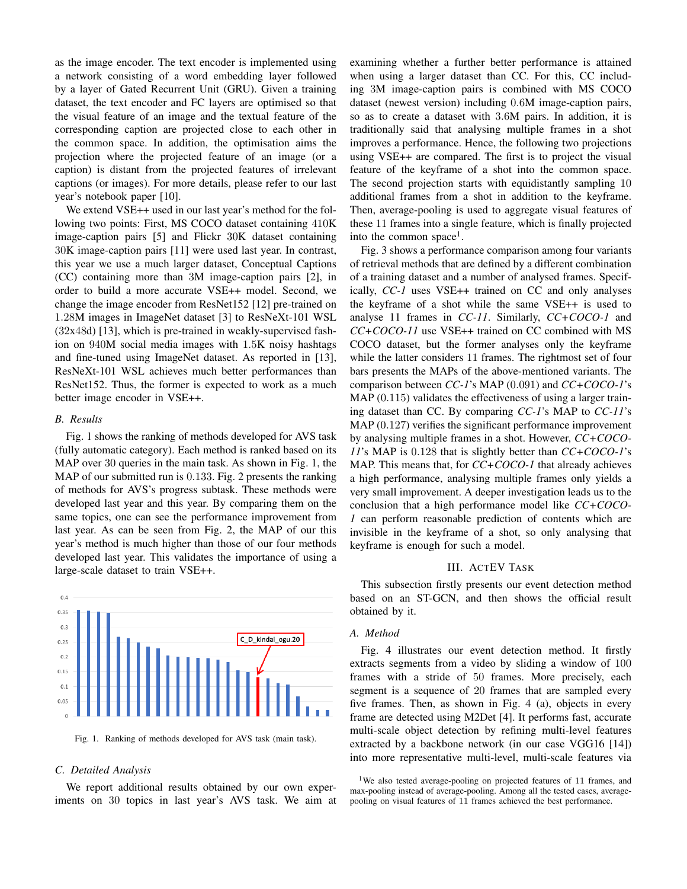as the image encoder. The text encoder is implemented using a network consisting of a word embedding layer followed by a layer of Gated Recurrent Unit (GRU). Given a training dataset, the text encoder and FC layers are optimised so that the visual feature of an image and the textual feature of the corresponding caption are projected close to each other in the common space. In addition, the optimisation aims the projection where the projected feature of an image (or a caption) is distant from the projected features of irrelevant captions (or images). For more details, please refer to our last year's notebook paper [10].

We extend VSE++ used in our last year's method for the following two points: First, MS COCO dataset containing 410K image-caption pairs [5] and Flickr 30K dataset containing 30K image-caption pairs [11] were used last year. In contrast, this year we use a much larger dataset, Conceptual Captions (CC) containing more than 3M image-caption pairs [2], in order to build a more accurate VSE++ model. Second, we change the image encoder from ResNet152 [12] pre-trained on 1.28M images in ImageNet dataset [3] to ResNeXt-101 WSL (32x48d) [13], which is pre-trained in weakly-supervised fashion on 940M social media images with 1.5K noisy hashtags and fine-tuned using ImageNet dataset. As reported in [13], ResNeXt-101 WSL achieves much better performances than ResNet152. Thus, the former is expected to work as a much better image encoder in VSE++.

### B. Results

Fig. 1 shows the ranking of methods developed for AVS task (fully automatic category). Each method is ranked based on its MAP over 30 queries in the main task. As shown in Fig. 1, the MAP of our submitted run is 0.133. Fig. 2 presents the ranking of methods for AVS's progress subtask. These methods were developed last year and this year. By comparing them on the same topics, one can see the performance improvement from last year. As can be seen from Fig. 2, the MAP of our this year's method is much higher than those of our four methods developed last year. This validates the importance of using a large-scale dataset to train VSE++.

Fig. 1. Ranking of methods developed for AVS task (main task).

### C. Detailed Analysis

We report additional results obtained by our own experiments on 30 topics in last year's AVS task. We aim at examining whether a further better performance is attained when using a larger dataset than CC. For this, CC including 3M image-caption pairs is combined with MS COCO dataset (newest version) including 0.6M image-caption pairs, so as to create a dataset with 3.6M pairs. In addition, it is traditionally said that analysing multiple frames in a shot improves a performance. Hence, the following two projections using VSE++ are compared. The first is to project the visual feature of the keyframe of a shot into the common space. The second projection starts with equidistantly sampling 10 additional frames from a shot in addition to the keyframe. Then, average-pooling is used to aggregate visual features of these 11 frames into a single feature, which is finally projected into the common space[1].

Fig. 3 shows a performance comparison among four variants of retrieval methods that are defined by a different combination of a training dataset and a number of analysed frames. Specifically, *CC-1* uses VSE++ trained on CC and only analyses the keyframe of a shot while the same VSE++ is used to analyse 11 frames in *CC-11*. Similarly, *CC+COCO-1* and *CC+COCO-11* use VSE++ trained on CC combined with MS COCO dataset, but the former analyses only the keyframe while the latter considers 11 frames. The rightmost set of four bars presents the MAPs of the above-mentioned variants. The comparison between *CC-1*'s MAP (0.091) and *CC+COCO-1*'s MAP (0.115) validates the effectiveness of using a larger training dataset than CC. By comparing *CC-1*'s MAP to *CC-11*'s MAP (0.127) verifies the significant performance improvement by analysing multiple frames in a shot. However, *CC+COCO-11*'s MAP is 0.128 that is slightly better than *CC+COCO-1*'s MAP. This means that, for *CC+COCO-1* that already achieves a high performance, analysing multiple frames only yields a very small improvement. A deeper investigation leads us to the conclusion that a high performance model like *CC+COCO-1* can perform reasonable prediction of contents which are invisible in the keyframe of a shot, so only analysing that keyframe is enough for such a model.

## III. ActEV Task

This subsection firstly presents our event detection method based on an ST-GCN, and then shows the official result obtained by it.

### A. Method

Fig. 4 illustrates our event detection method. It firstly extracts segments from a video by sliding a window of 100 frames with a stride of 50 frames. More precisely, each segment is a sequence of 20 frames that are sampled every five frames. Then, as shown in Fig. 4 (a), objects in every frame are detected using M2Det [4]. It performs fast, accurate multi-scale object detection by refining multi-level features extracted by a backbone network (in our case VGG16 [14]) into more representative multi-level, multi-scale features via

[1] We also tested average-pooling on projected features of 11 frames, and max-pooling instead of average-pooling. Among all the tested cases, average-pooling on visual features of 11 frames achieved the best performance.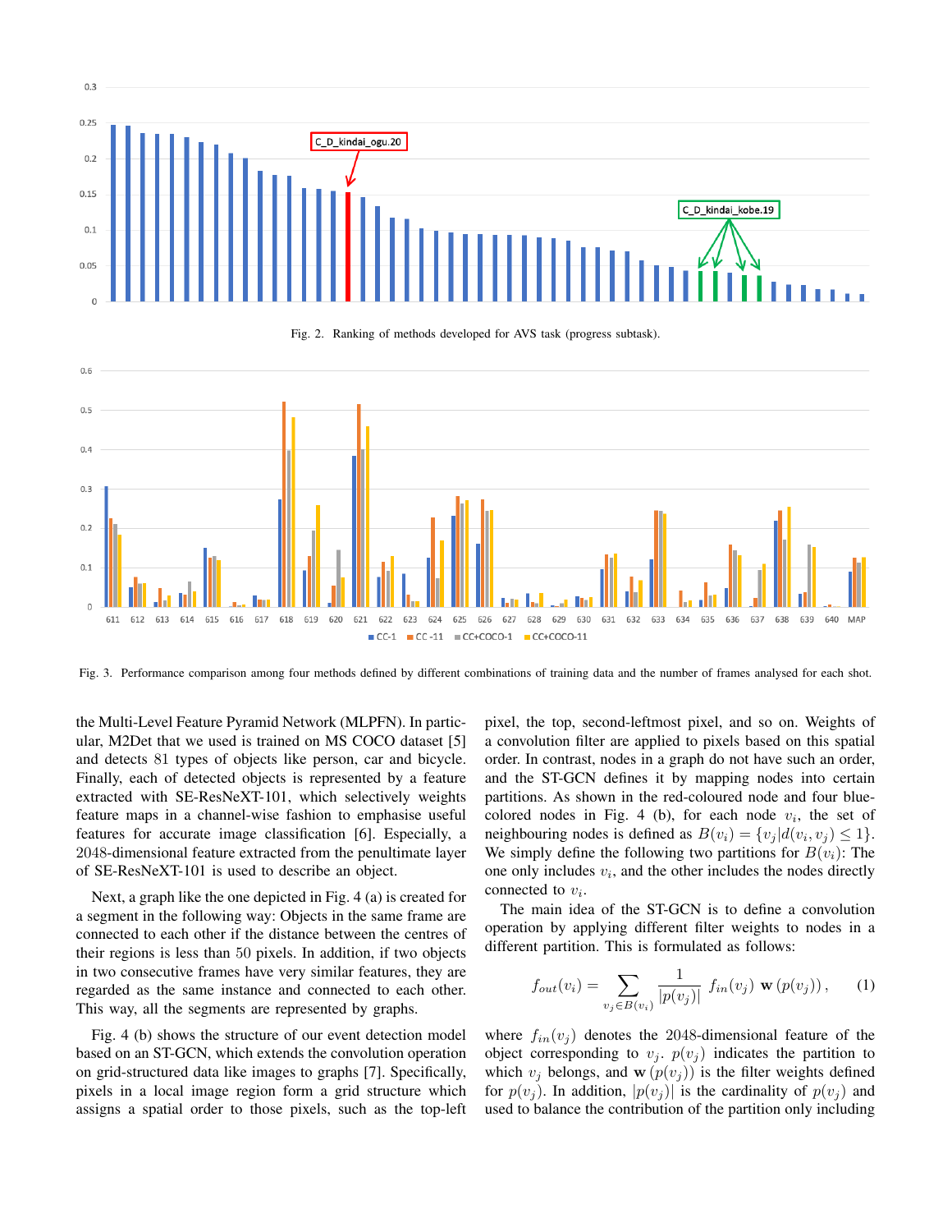Fig. 2. Ranking of methods developed for AVS task (progress subtask).

Fig. 3. Performance comparison among four methods defined by different combinations of training data and the number of frames analysed for each shot.

the Multi-Level Feature Pyramid Network (MLPFN). In particular, M2Det that we used is trained on MS COCO dataset [5] and detects 81 types of objects like person, car and bicycle. Finally, each of detected objects is represented by a feature extracted with SE-ResNeXT-101, which selectively weights feature maps in a channel-wise fashion to emphasise useful features for accurate image classification [6]. Especially, a 2048-dimensional feature extracted from the penultimate layer of SE-ResNeXT-101 is used to describe an object.

Next, a graph like the one depicted in Fig. 4 (a) is created for a segment in the following way: Objects in the same frame are connected to each other if the distance between the centres of their regions is less than 50 pixels. In addition, if two objects in two consecutive frames have very similar features, they are regarded as the same instance and connected to each other. This way, all the segments are represented by graphs.

Fig. 4 (b) shows the structure of our event detection model based on an ST-GCN, which extends the convolution operation on grid-structured data like images to graphs [7]. Specifically, pixels in a local image region form a grid structure which assigns a spatial order to those pixels, such as the top-left pixel, the top, second-leftmost pixel, and so on. Weights of a convolution filter are applied to pixels based on this spatial order. In contrast, nodes in a graph do not have such an order, and the ST-GCN defines it by mapping nodes into certain partitions. As shown in the red-coloured node and four blue-colored nodes in Fig. 4 (b), for each node $v_i$, the set of neighbouring nodes is defined as $B(v_i) = \{v_j | d(v_i, v_j) \leq 1\}$. We simply define the following two partitions for $B(v_i)$: The one only includes $v_i$, and the other includes the nodes directly connected to $v_i$.

The main idea of the ST-GCN is to define a convolution operation by applying different filter weights to nodes in a different partition. This is formulated as follows:

$$f_{out}(v_i) = \sum_{v_j \in B(v_i)} \frac{1}{|p(v_j)|} f_{in}(v_j) \, \mathbf{w}(p(v_j)), \qquad (1)$$

where $f_{in}(v_j)$ denotes the 2048-dimensional feature of the object corresponding to $v_j$. $p(v_j)$ indicates the partition to which $v_j$ belongs, and $\mathbf{w}(p(v_j))$ is the filter weights defined for $p(v_j)$. In addition, $|p(v_j)|$ is the cardinality of $p(v_j)$ and used to balance the contribution of the partition only including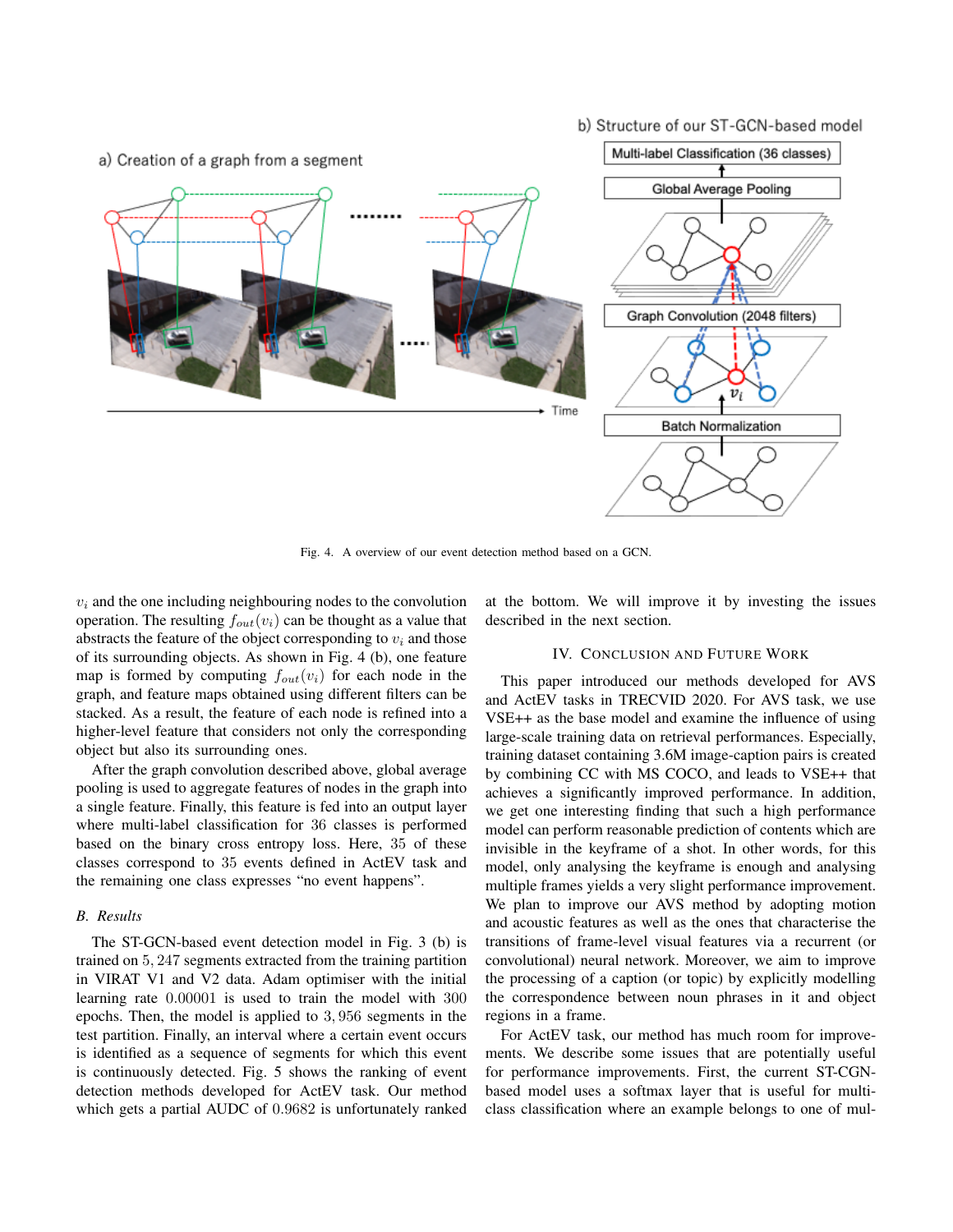Fig. 4. A overview of our event detection method based on a GCN.

$v_i$ and the one including neighbouring nodes to the convolution operation. The resulting $f_{out}(v_i)$ can be thought as a value that abstracts the feature of the object corresponding to $v_i$ and those of its surrounding objects. As shown in Fig. 4 (b), one feature map is formed by computing $f_{out}(v_i)$ for each node in the graph, and feature maps obtained using different filters can be stacked. As a result, the feature of each node is refined into a higher-level feature that considers not only the corresponding object but also its surrounding ones.

After the graph convolution described above, global average pooling is used to aggregate features of nodes in the graph into a single feature. Finally, this feature is fed into an output layer where multi-label classification for 36 classes is performed based on the binary cross entropy loss. Here, 35 of these classes correspond to 35 events defined in ActEV task and the remaining one class expresses "no event happens".

### B. Results

The ST-GCN-based event detection model in Fig. 3 (b) is trained on 5,247 segments extracted from the training partition in VIRAT V1 and V2 data. Adam optimiser with the initial learning rate 0.00001 is used to train the model with 300 epochs. Then, the model is applied to 3,956 segments in the test partition. Finally, an interval where a certain event occurs is identified as a sequence of segments for which this event is continuously detected. Fig. 5 shows the ranking of event detection methods developed for ActEV task. Our method which gets a partial AUDC of 0.9682 is unfortunately ranked at the bottom. We will improve it by investing the issues described in the next section.

## IV. Conclusion and Future Work

This paper introduced our methods developed for AVS and ActEV tasks in TRECVID 2020. For AVS task, we use VSE++ as the base model and examine the influence of using large-scale training data on retrieval performances. Especially, training dataset containing 3.6M image-caption pairs is created by combining CC with MS COCO, and leads to VSE++ that achieves a significantly improved performance. In addition, we get one interesting finding that such a high performance model can perform reasonable prediction of contents which are invisible in the keyframe of a shot. In other words, for this model, only analysing the keyframe is enough and analysing multiple frames yields a very slight performance improvement. We plan to improve our AVS method by adopting motion and acoustic features as well as the ones that characterise the transitions of frame-level visual features via a recurrent (or convolutional) neural network. Moreover, we aim to improve the processing of a caption (or topic) by explicitly modelling the correspondence between noun phrases in it and object regions in a frame.

For ActEV task, our method has much room for improvements. We describe some issues that are potentially useful for performance improvements. First, the current ST-CGN-based model uses a softmax layer that is useful for multi-class classification where an example belongs to one of mul-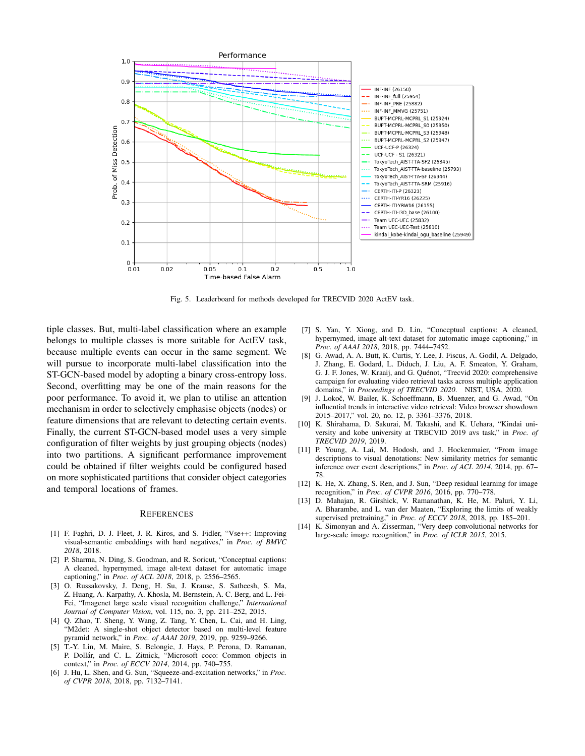Performance

1.0
0.9
0.8
0.7
0.6
0.5
0.4
0.3
0.2
0.1
0

Prob. of Miss Detection

0.01 0.02 0.05 0.1 0.2 0.5 1.0

Time-based False Alarm

INF-INF (26150)
INF-INF_full (25954)
INF-INF_PRE (25882)
INF-INF_MMVG (25751)
BUPT-MCPRL-MCPRL_S1 (25924)
BUPT-MCPRL-MCPRL_S0 (25950)
BUPT-MCPRL-MCPRL_S3 (25948)
BUPT-MCPRL-MCPRL_S2 (25947)
UCF-UCF-P (26324)
UCF-UCF - S1 (26321)
TokyoTech_AIST-TTA-SF2 (26345)
TokyoTech_AIST-TTA-baseline (25793)
TokyoTech_AIST-TTA-SF (26344)
TokyoTech_AIST-TTA-SRM (25916)
CERTH-ITI-P (26323)
CERTH-ITI-YR16 (26225)
CERTH-ITI-YRW16 (26155)
CERTH-ITI-I3D_base (26100)
Team UEC-UEC (25832)
Team UEC-UEC-Test (25810)
kindai_kobe-kindai_ogu_baseline (25949)

Fig. 5. Leaderboard for methods developed for TRECVID 2020 ActEV task.

tiple classes. But, multi-label classification where an example belongs to multiple classes is more suitable for ActEV task, because multiple events can occur in the same segment. We will pursue to incorporate multi-label classification into the ST-GCN-based model by adopting a binary cross-entropy loss. Second, overfitting may be one of the main reasons for the poor performance. To avoid it, we plan to utilise an attention mechanism in order to selectively emphasise objects (nodes) or feature dimensions that are relevant to detecting certain events. Finally, the current ST-GCN-based model uses a very simple configuration of filter weights by just grouping objects (nodes) into two partitions. A significant performance improvement could be obtained if filter weights could be configured based on more sophisticated partitions that consider object categories and temporal locations of frames.

## References

[1] F. Faghri, D. J. Fleet, J. R. Kiros, and S. Fidler, "Vse++: Improving visual-semantic embeddings with hard negatives," in *Proc. of BMVC 2018*, 2018.

[2] P. Sharma, N. Ding, S. Goodman, and R. Soricut, "Conceptual captions: A cleaned, hypernymed, image alt-text dataset for automatic image captioning," in *Proc. of ACL 2018*, 2018, p. 2556–2565.

[3] O. Russakovsky, J. Deng, H. Su, J. Krause, S. Satheesh, S. Ma, Z. Huang, A. Karpathy, A. Khosla, M. Bernstein, A. C. Berg, and L. Fei-Fei, "Imagenet large scale visual recognition challenge," *International Journal of Computer Vision*, vol. 115, no. 3, pp. 211–252, 2015.

[4] Q. Zhao, T. Sheng, Y. Wang, Z. Tang, Y. Chen, L. Cai, and H. Ling, "M2det: A single-shot object detector based on multi-level feature pyramid network," in *Proc. of AAAI 2019*, 2019, pp. 9259–9266.

[5] T.-Y. Lin, M. Maire, S. Belongie, J. Hays, P. Perona, D. Ramanan, P. Dollár, and C. L. Zitnick, "Microsoft coco: Common objects in context," in *Proc. of ECCV 2014*, 2014, pp. 740–755.

[6] J. Hu, L. Shen, and G. Sun, "Squeeze-and-excitation networks," in *Proc. of CVPR 2018*, 2018, pp. 7132–7141.

[7] S. Yan, Y. Xiong, and D. Lin, "Conceptual captions: A cleaned, hypernymed, image alt-text dataset for automatic image captioning," in *Proc. of AAAI 2018*, 2018, pp. 7444–7452.

[8] G. Awad, A. A. Butt, K. Curtis, Y. Lee, J. Fiscus, A. Godil, A. Delgado, J. Zhang, E. Godard, L. Diduch, J. Liu, A. F. Smeaton, Y. Graham, G. J. F. Jones, W. Kraaij, and G. Quénot, "Trecvid 2020: comprehensive campaign for evaluating video retrieval tasks across multiple application domains," in *Proceedings of TRECVID 2020*. NIST, USA, 2020.

[9] J. Lokoč, W. Bailer, K. Schoeffmann, B. Muenzer, and G. Awad, "On influential trends in interactive video retrieval: Video browser showdown 2015–2017," vol. 20, no. 12, p. 3361–3376, 2018.

[10] K. Shirahama, D. Sakurai, M. Takashi, and K. Uehara, "Kindai university and kobe university at TRECVID 2019 avs task," in *Proc. of TRECVID 2019*, 2019.

[11] P. Young, A. Lai, M. Hodosh, and J. Hockenmaier, "From image descriptions to visual denotations: New similarity metrics for semantic inference over event descriptions," in *Proc. of ACL 2014*, 2014, pp. 67–78.

[12] K. He, X. Zhang, S. Ren, and J. Sun, "Deep residual learning for image recognition," in *Proc. of CVPR 2016*, 2016, pp. 770–778.

[13] D. Mahajan, R. Girshick, V. Ramanathan, K. He, M. Paluri, Y. Li, A. Bharambe, and L. van der Maaten, "Exploring the limits of weakly supervised pretraining," in *Proc. of ECCV 2018*, 2018, pp. 185–201.

[14] K. Simonyan and A. Zisserman, "Very deep convolutional networks for large-scale image recognition," in *Proc. of ICLR 2015*, 2015.